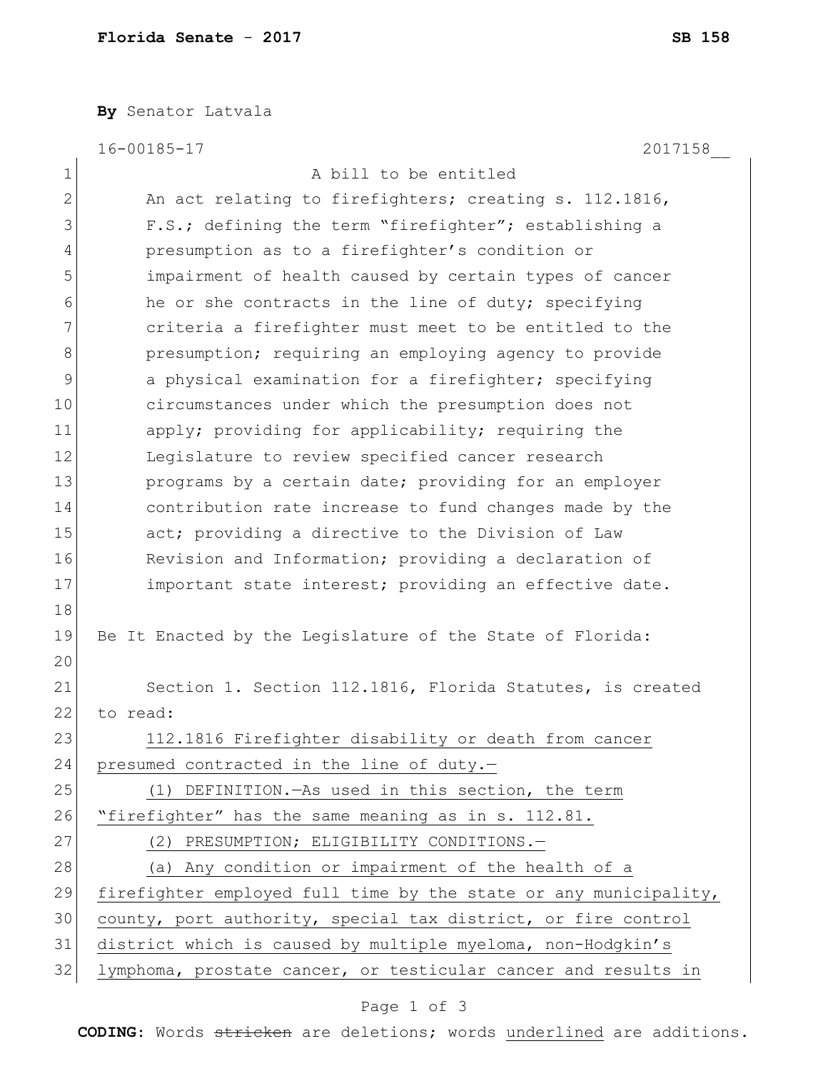**Florida Senate** - **2017** **SB 158**

**By** Senator Latvala

16-00185-17 2017158__

A bill to be entitled

An act relating to firefighters; creating s. 112.1816, F.S.; defining the term "firefighter"; establishing a presumption as to a firefighter's condition or impairment of health caused by certain types of cancer he or she contracts in the line of duty; specifying criteria a firefighter must meet to be entitled to the presumption; requiring an employing agency to provide a physical examination for a firefighter; specifying circumstances under which the presumption does not apply; providing for applicability; requiring the Legislature to review specified cancer research programs by a certain date; providing for an employer contribution rate increase to fund changes made by the act; providing a directive to the Division of Law Revision and Information; providing a declaration of important state interest; providing an effective date.

Be It Enacted by the Legislature of the State of Florida:

Section 1. Section 112.1816, Florida Statutes, is created to read:

112.1816 Firefighter disability or death from cancer presumed contracted in the line of duty.—

(1) DEFINITION.—As used in this section, the term "firefighter" has the same meaning as in s. 112.81.

(2) PRESUMPTION; ELIGIBILITY CONDITIONS.—

(a) Any condition or impairment of the health of a firefighter employed full time by the state or any municipality, county, port authority, special tax district, or fire control district which is caused by multiple myeloma, non-Hodgkin's lymphoma, prostate cancer, or testicular cancer and results in

**CODING:** Words ~~stricken~~ are deletions; words underlined are additions.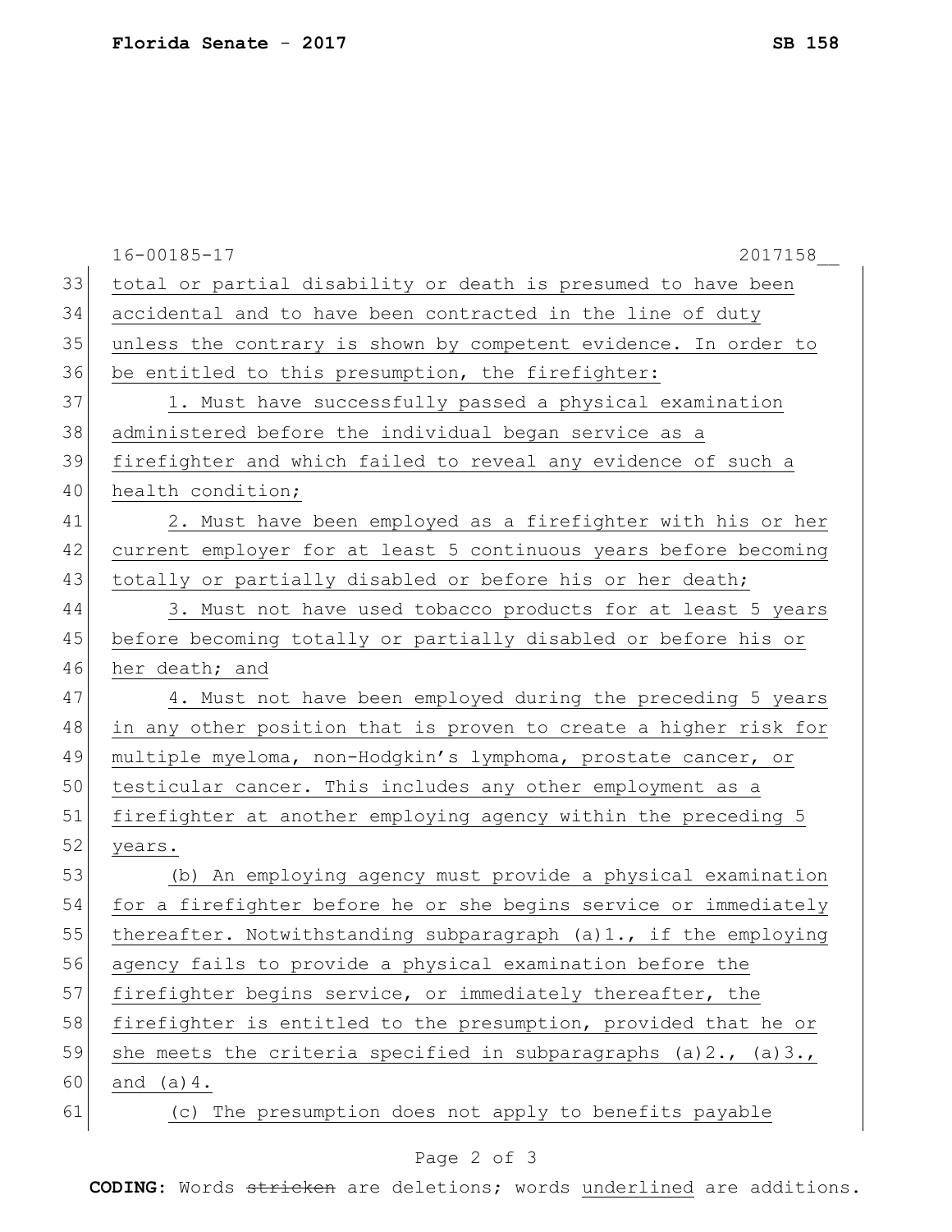total or partial disability or death is presumed to have been accidental and to have been contracted in the line of duty unless the contrary is shown by competent evidence. In order to be entitled to this presumption, the firefighter:

1. Must have successfully passed a physical examination administered before the individual began service as a firefighter and which failed to reveal any evidence of such a health condition;

2. Must have been employed as a firefighter with his or her current employer for at least 5 continuous years before becoming totally or partially disabled or before his or her death;

3. Must not have used tobacco products for at least 5 years before becoming totally or partially disabled or before his or her death; and

4. Must not have been employed during the preceding 5 years in any other position that is proven to create a higher risk for multiple myeloma, non-Hodgkin's lymphoma, prostate cancer, or testicular cancer. This includes any other employment as a firefighter at another employing agency within the preceding 5 years.

(b) An employing agency must provide a physical examination for a firefighter before he or she begins service or immediately thereafter. Notwithstanding subparagraph (a)1., if the employing agency fails to provide a physical examination before the firefighter begins service, or immediately thereafter, the firefighter is entitled to the presumption, provided that he or she meets the criteria specified in subparagraphs (a)2., (a)3., and (a)4.

(c) The presumption does not apply to benefits payable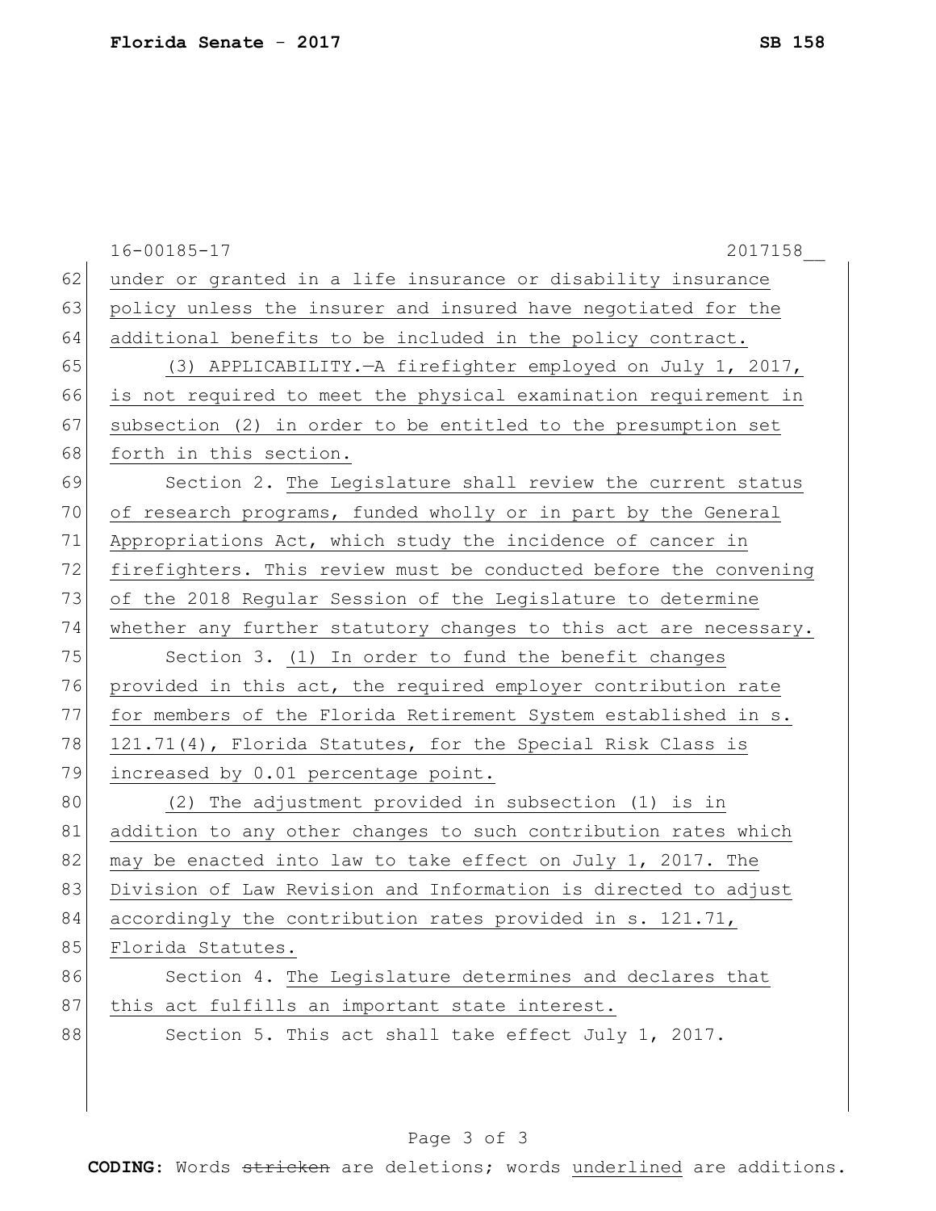under or granted in a life insurance or disability insurance policy unless the insurer and insured have negotiated for the additional benefits to be included in the policy contract.

(3) APPLICABILITY.—A firefighter employed on July 1, 2017, is not required to meet the physical examination requirement in subsection (2) in order to be entitled to the presumption set forth in this section.

Section 2. The Legislature shall review the current status of research programs, funded wholly or in part by the General Appropriations Act, which study the incidence of cancer in firefighters. This review must be conducted before the convening of the 2018 Regular Session of the Legislature to determine whether any further statutory changes to this act are necessary.

Section 3. (1) In order to fund the benefit changes provided in this act, the required employer contribution rate for members of the Florida Retirement System established in s. 121.71(4), Florida Statutes, for the Special Risk Class is increased by 0.01 percentage point.

(2) The adjustment provided in subsection (1) is in addition to any other changes to such contribution rates which may be enacted into law to take effect on July 1, 2017. The Division of Law Revision and Information is directed to adjust accordingly the contribution rates provided in s. 121.71, Florida Statutes.

Section 4. The Legislature determines and declares that this act fulfills an important state interest.

Section 5. This act shall take effect July 1, 2017.